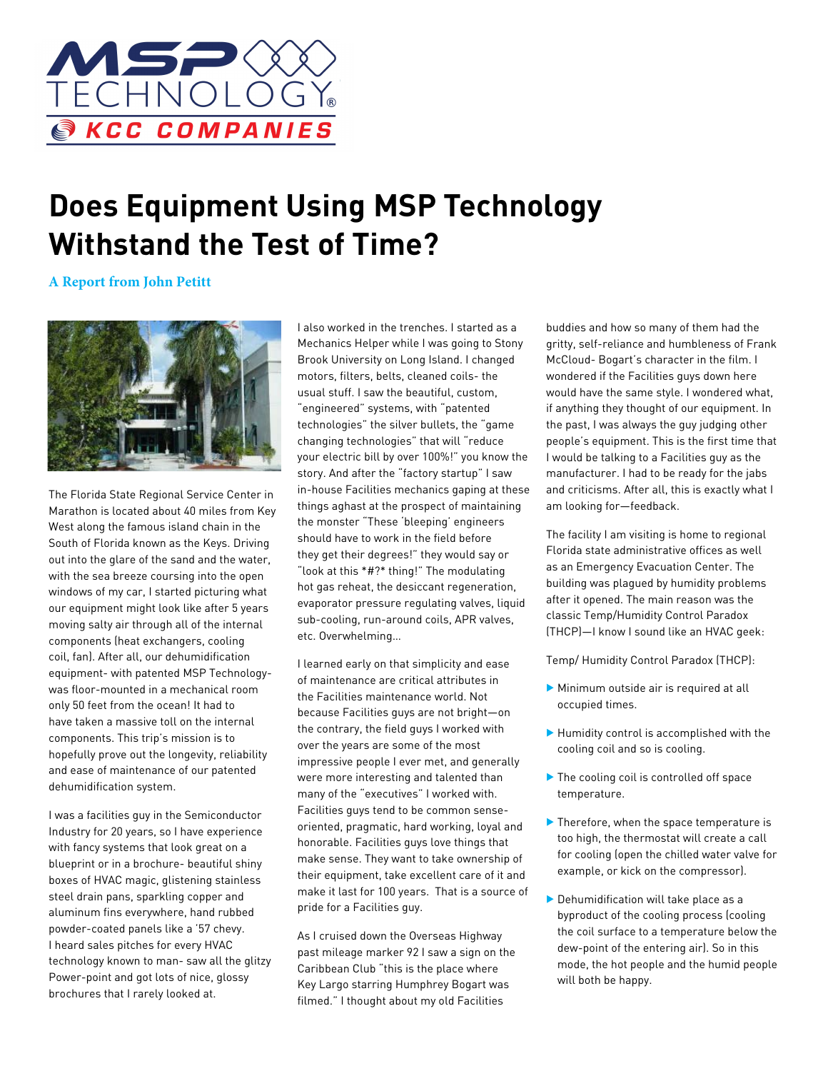# Does Equipment Using MSP Technology Withstand the Test of Time?

**A Report from John Petitt**

The Florida State Regional Service Center in Marathon is located about 40 miles from Key West along the famous island chain in the South of Florida known as the Keys. Driving out into the glare of the sand and the water, with the sea breeze coursing into the open windows of my car, I started picturing what our equipment might look like after 5 years moving salty air through all of the internal components (heat exchangers, cooling coil, fan). After all, our dehumidification equipment- with patented MSP Technology- was floor-mounted in a mechanical room only 50 feet from the ocean! It had to have taken a massive toll on the internal components. This trip's mission is to hopefully prove out the longevity, reliability and ease of maintenance of our patented dehumidification system.

I was a facilities guy in the Semiconductor Industry for 20 years, so I have experience with fancy systems that look great on a blueprint or in a brochure- beautiful shiny boxes of HVAC magic, glistening stainless steel drain pans, sparkling copper and aluminum fins everywhere, hand rubbed powder-coated panels like a '57 chevy. I heard sales pitches for every HVAC technology known to man- saw all the glitzy Power-point and got lots of nice, glossy brochures that I rarely looked at.

I also worked in the trenches. I started as a Mechanics Helper while I was going to Stony Brook University on Long Island. I changed motors, filters, belts, cleaned coils- the usual stuff. I saw the beautiful, custom, "engineered" systems, with "patented technologies" the silver bullets, the "game changing technologies" that will "reduce your electric bill by over 100%!" you know the story. And after the "factory startup" I saw in-house Facilities mechanics gaping at these things aghast at the prospect of maintaining the monster "These 'bleeping' engineers should have to work in the field before they get their degrees!" they would say or "look at this *#?* thing!" The modulating hot gas reheat, the desiccant regeneration, evaporator pressure regulating valves, liquid sub-cooling, run-around coils, APR valves, etc. Overwhelming...

I learned early on that simplicity and ease of maintenance are critical attributes in the Facilities maintenance world. Not because Facilities guys are not bright—on the contrary, the field guys I worked with over the years are some of the most impressive people I ever met, and generally were more interesting and talented than many of the "executives" I worked with. Facilities guys tend to be common sense-oriented, pragmatic, hard working, loyal and honorable. Facilities guys love things that make sense. They want to take ownership of their equipment, take excellent care of it and make it last for 100 years. That is a source of pride for a Facilities guy.

As I cruised down the Overseas Highway past mileage marker 92 I saw a sign on the Caribbean Club "this is the place where Key Largo starring Humphrey Bogart was filmed." I thought about my old Facilities buddies and how so many of them had the gritty, self-reliance and humbleness of Frank McCloud- Bogart's character in the film. I wondered if the Facilities guys down here would have the same style. I wondered what, if anything they thought of our equipment. In the past, I was always the guy judging other people's equipment. This is the first time that I would be talking to a Facilities guy as the manufacturer. I had to be ready for the jabs and criticisms. After all, this is exactly what I am looking for—feedback.

The facility I am visiting is home to regional Florida state administrative offices as well as an Emergency Evacuation Center. The building was plagued by humidity problems after it opened. The main reason was the classic Temp/Humidity Control Paradox (THCP)—I know I sound like an HVAC geek:

Temp/ Humidity Control Paradox (THCP):

- Minimum outside air is required at all occupied times.
- Humidity control is accomplished with the cooling coil and so is cooling.
- The cooling coil is controlled off space temperature.
- Therefore, when the space temperature is too high, the thermostat will create a call for cooling (open the chilled water valve for example, or kick on the compressor).
- Dehumidification will take place as a byproduct of the cooling process (cooling the coil surface to a temperature below the dew-point of the entering air). So in this mode, the hot people and the humid people will both be happy.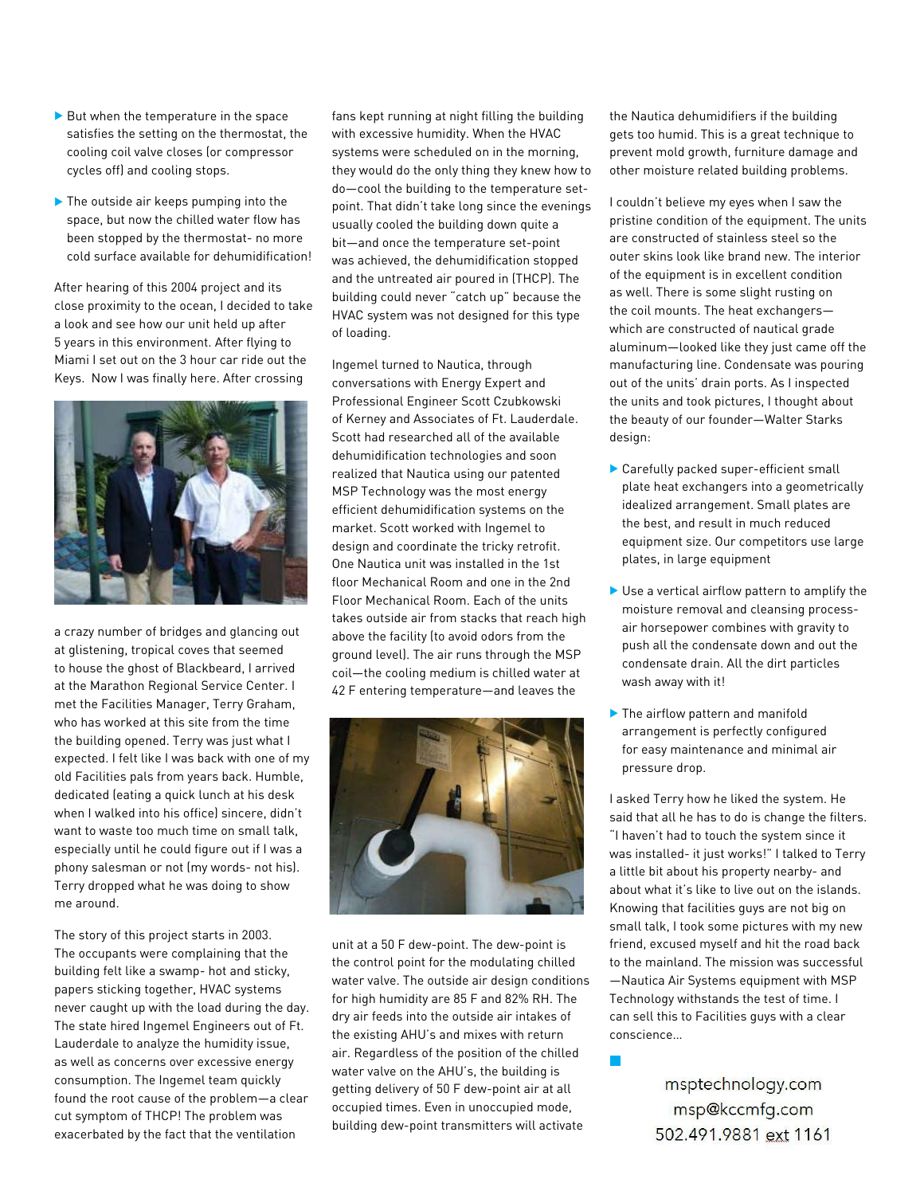- But when the temperature in the space satisfies the setting on the thermostat, the cooling coil valve closes (or compressor cycles off) and cooling stops.
- The outside air keeps pumping into the space, but now the chilled water flow has been stopped by the thermostat- no more cold surface available for dehumidification!

After hearing of this 2004 project and its close proximity to the ocean, I decided to take a look and see how our unit held up after 5 years in this environment. After flying to Miami I set out on the 3 hour car ride out the Keys. Now I was finally here. After crossing a crazy number of bridges and glancing out at glistening, tropical coves that seemed to house the ghost of Blackbeard, I arrived at the Marathon Regional Service Center. I met the Facilities Manager, Terry Graham, who has worked at this site from the time the building opened. Terry was just what I expected. I felt like I was back with one of my old Facilities pals from years back. Humble, dedicated (eating a quick lunch at his desk when I walked into his office) sincere, didn't want to waste too much time on small talk, especially until he could figure out if I was a phony salesman or not (my words- not his). Terry dropped what he was doing to show me around.

The story of this project starts in 2003. The occupants were complaining that the building felt like a swamp- hot and sticky, papers sticking together, HVAC systems never caught up with the load during the day. The state hired Ingemel Engineers out of Ft. Lauderdale to analyze the humidity issue, as well as concerns over excessive energy consumption. The Ingemel team quickly found the root cause of the problem—a clear cut symptom of THCP! The problem was exacerbated by the fact that the ventilation fans kept running at night filling the building with excessive humidity. When the HVAC systems were scheduled on in the morning, they would do the only thing they knew how to do—cool the building to the temperature set-point. That didn't take long since the evenings usually cooled the building down quite a bit—and once the temperature set-point was achieved, the dehumidification stopped and the untreated air poured in (THCP). The building could never "catch up" because the HVAC system was not designed for this type of loading.

Ingemel turned to Nautica, through conversations with Energy Expert and Professional Engineer Scott Czubkowski of Kerney and Associates of Ft. Lauderdale. Scott had researched all of the available dehumidification technologies and soon realized that Nautica using our patented MSP Technology was the most energy efficient dehumidification systems on the market. Scott worked with Ingemel to design and coordinate the tricky retrofit. One Nautica unit was installed in the 1st floor Mechanical Room and one in the 2nd Floor Mechanical Room. Each of the units takes outside air from stacks that reach high above the facility (to avoid odors from the ground level). The air runs through the MSP coil—the cooling medium is chilled water at 42 F entering temperature—and leaves the unit at a 50 F dew-point. The dew-point is the control point for the modulating chilled water valve. The outside air design conditions for high humidity are 85 F and 82% RH. The dry air feeds into the outside air intakes of the existing AHU's and mixes with return air. Regardless of the position of the chilled water valve on the AHU's, the building is getting delivery of 50 F dew-point air at all occupied times. Even in unoccupied mode, building dew-point transmitters will activate the Nautica dehumidifiers if the building gets too humid. This is a great technique to prevent mold growth, furniture damage and other moisture related building problems.

I couldn't believe my eyes when I saw the pristine condition of the equipment. The units are constructed of stainless steel so the outer skins look like brand new. The interior of the equipment is in excellent condition as well. There is some slight rusting on the coil mounts. The heat exchangers—which are constructed of nautical grade aluminum—looked like they just came off the manufacturing line. Condensate was pouring out of the units' drain ports. As I inspected the units and took pictures, I thought about the beauty of our founder—Walter Starks design:

- Carefully packed super-efficient small plate heat exchangers into a geometrically idealized arrangement. Small plates are the best, and result in much reduced equipment size. Our competitors use large plates, in large equipment
- Use a vertical airflow pattern to amplify the moisture removal and cleansing process- air horsepower combines with gravity to push all the condensate down and out the condensate drain. All the dirt particles wash away with it!
- The airflow pattern and manifold arrangement is perfectly configured for easy maintenance and minimal air pressure drop.

I asked Terry how he liked the system. He said that all he has to do is change the filters. "I haven't had to touch the system since it was installed- it just works!" I talked to Terry a little bit about his property nearby- and about what it's like to live out on the islands. Knowing that facilities guys are not big on small talk, I took some pictures with my new friend, excused myself and hit the road back to the mainland. The mission was successful —Nautica Air Systems equipment with MSP Technology withstands the test of time. I can sell this to Facilities guys with a clear conscience...

msptechnology.com
msp@kccmfg.com
502.491.9881 ext 1161